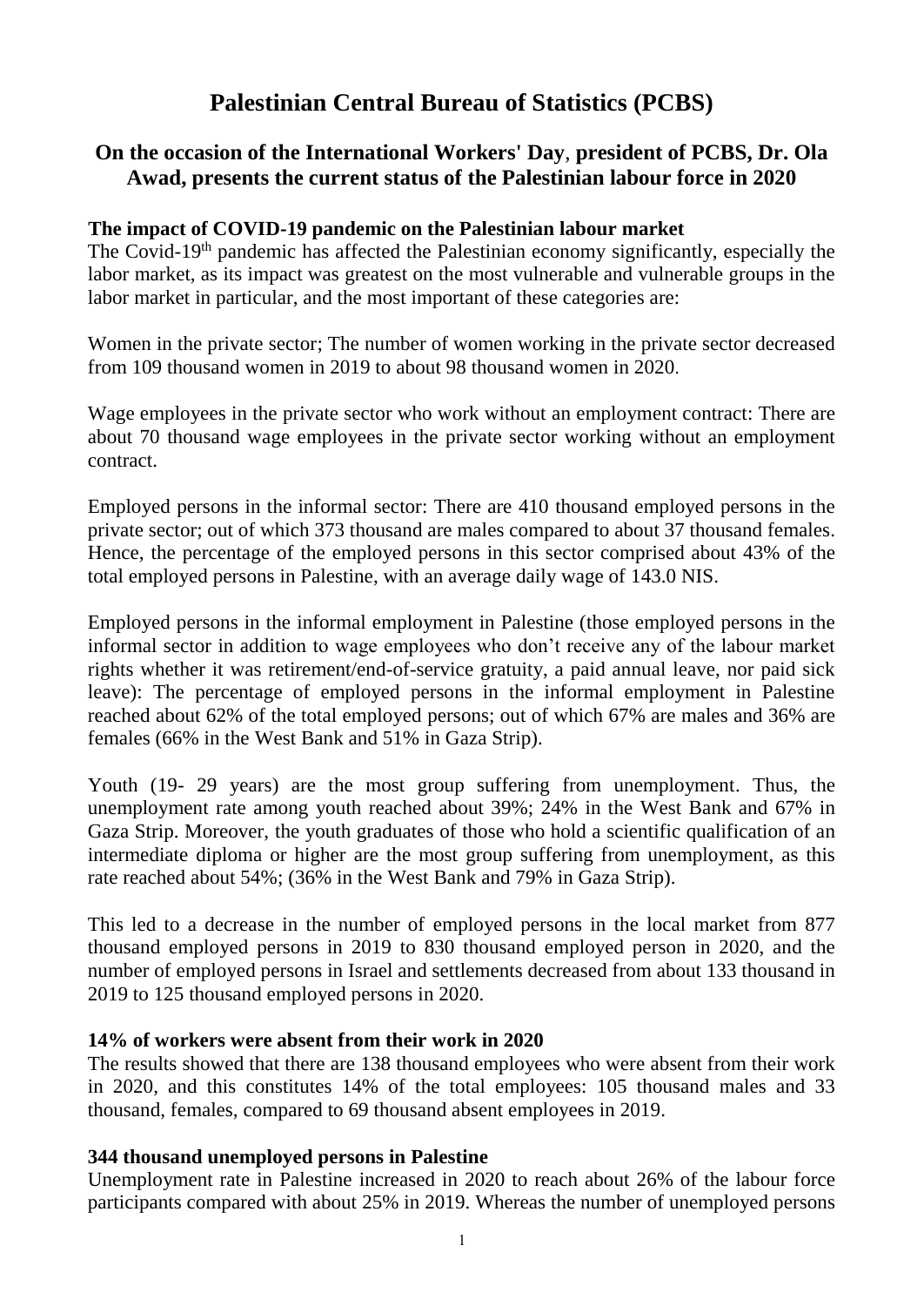# Palestinian Central Bureau of Statistics (PCBS)

## On the occasion of the International Workers' Day, president of PCBS, Dr. Ola Awad, presents the current status of the Palestinian labour force in 2020

### The impact of COVID-19 pandemic on the Palestinian labour market

The Covid-19th pandemic has affected the Palestinian economy significantly, especially the labor market, as its impact was greatest on the most vulnerable and vulnerable groups in the labor market in particular, and the most important of these categories are:

Women in the private sector; The number of women working in the private sector decreased from 109 thousand women in 2019 to about 98 thousand women in 2020.

Wage employees in the private sector who work without an employment contract: There are about 70 thousand wage employees in the private sector working without an employment contract.

Employed persons in the informal sector: There are 410 thousand employed persons in the private sector; out of which 373 thousand are males compared to about 37 thousand females. Hence, the percentage of the employed persons in this sector comprised about 43% of the total employed persons in Palestine, with an average daily wage of 143.0 NIS.

Employed persons in the informal employment in Palestine (those employed persons in the informal sector in addition to wage employees who don't receive any of the labour market rights whether it was retirement/end-of-service gratuity, a paid annual leave, nor paid sick leave): The percentage of employed persons in the informal employment in Palestine reached about 62% of the total employed persons; out of which 67% are males and 36% are females (66% in the West Bank and 51% in Gaza Strip).

Youth (19- 29 years) are the most group suffering from unemployment. Thus, the unemployment rate among youth reached about 39%; 24% in the West Bank and 67% in Gaza Strip. Moreover, the youth graduates of those who hold a scientific qualification of an intermediate diploma or higher are the most group suffering from unemployment, as this rate reached about 54%; (36% in the West Bank and 79% in Gaza Strip).

This led to a decrease in the number of employed persons in the local market from 877 thousand employed persons in 2019 to 830 thousand employed person in 2020, and the number of employed persons in Israel and settlements decreased from about 133 thousand in 2019 to 125 thousand employed persons in 2020.

### 14% of workers were absent from their work in 2020

The results showed that there are 138 thousand employees who were absent from their work in 2020, and this constitutes 14% of the total employees: 105 thousand males and 33 thousand, females, compared to 69 thousand absent employees in 2019.

### 344 thousand unemployed persons in Palestine

Unemployment rate in Palestine increased in 2020 to reach about 26% of the labour force participants compared with about 25% in 2019. Whereas the number of unemployed persons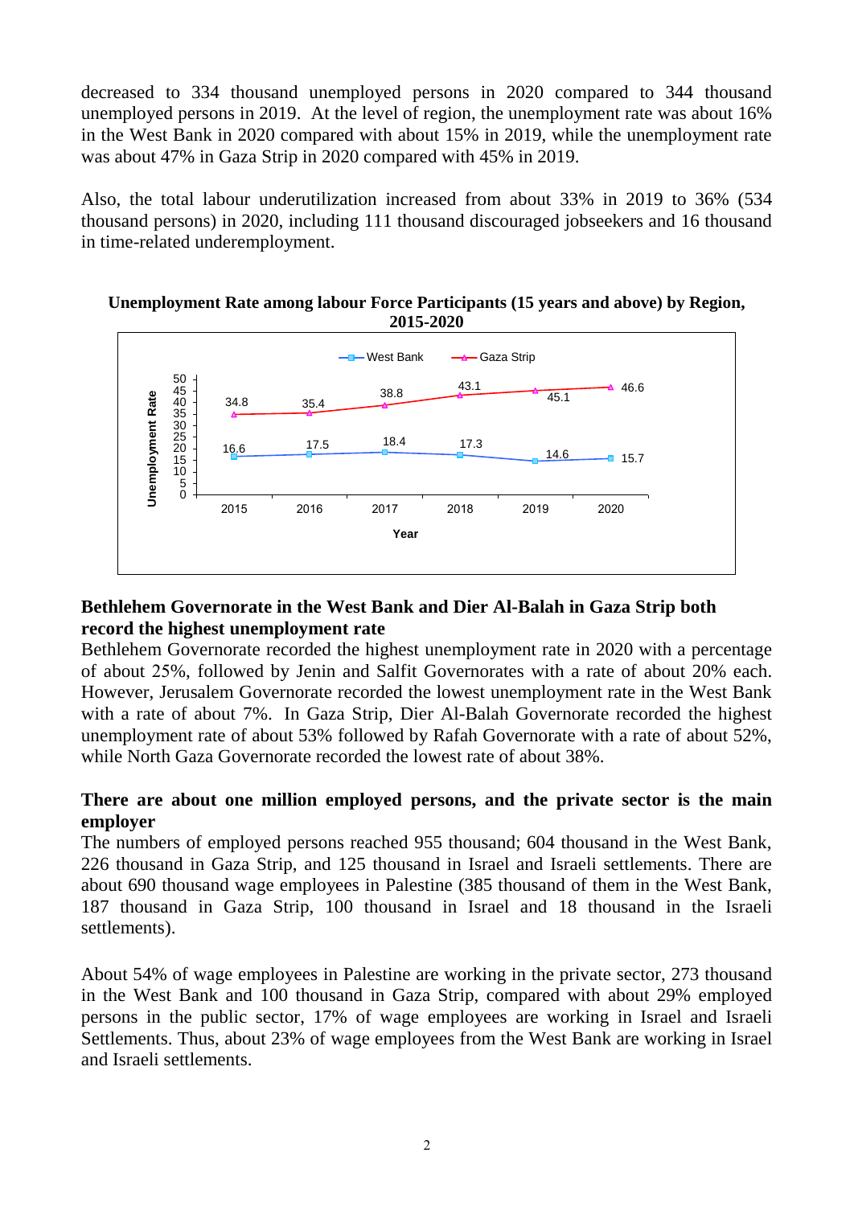decreased to 334 thousand unemployed persons in 2020 compared to 344 thousand unemployed persons in 2019. At the level of region, the unemployment rate was about 16% in the West Bank in 2020 compared with about 15% in 2019, while the unemployment rate was about 47% in Gaza Strip in 2020 compared with 45% in 2019.

Also, the total labour underutilization increased from about 33% in 2019 to 36% (534 thousand persons) in 2020, including 111 thousand discouraged jobseekers and 16 thousand in time-related underemployment.

**Unemployment Rate among labour Force Participants (15 years and above) by Region, 2015-2020**

| Year | West Bank | Gaza Strip |
|---|---|---|
| 2015 | 16.6 | 34.8 |
| 2016 | 17.5 | 35.4 |
| 2017 | 18.4 | 38.8 |
| 2018 | 17.3 | 43.1 |
| 2019 | 14.6 | 45.1 |
| 2020 | 15.7 | 46.6 |

## Bethlehem Governorate in the West Bank and Dier Al-Balah in Gaza Strip both record the highest unemployment rate

Bethlehem Governorate recorded the highest unemployment rate in 2020 with a percentage of about 25%, followed by Jenin and Salfit Governorates with a rate of about 20% each. However, Jerusalem Governorate recorded the lowest unemployment rate in the West Bank with a rate of about 7%. In Gaza Strip, Dier Al-Balah Governorate recorded the highest unemployment rate of about 53% followed by Rafah Governorate with a rate of about 52%, while North Gaza Governorate recorded the lowest rate of about 38%.

## There are about one million employed persons, and the private sector is the main employer

The numbers of employed persons reached 955 thousand; 604 thousand in the West Bank, 226 thousand in Gaza Strip, and 125 thousand in Israel and Israeli settlements. There are about 690 thousand wage employees in Palestine (385 thousand of them in the West Bank, 187 thousand in Gaza Strip, 100 thousand in Israel and 18 thousand in the Israeli settlements).

About 54% of wage employees in Palestine are working in the private sector, 273 thousand in the West Bank and 100 thousand in Gaza Strip, compared with about 29% employed persons in the public sector, 17% of wage employees are working in Israel and Israeli Settlements. Thus, about 23% of wage employees from the West Bank are working in Israel and Israeli settlements.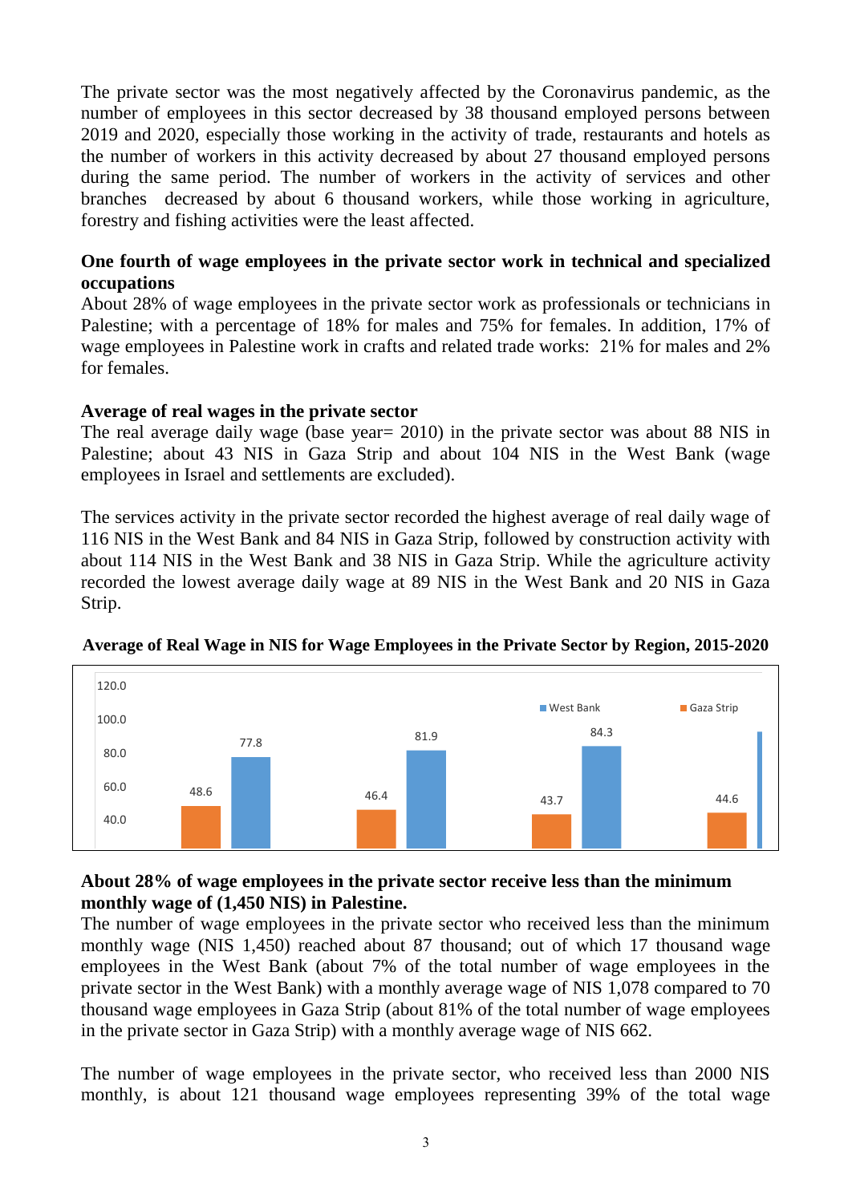The private sector was the most negatively affected by the Coronavirus pandemic, as the number of employees in this sector decreased by 38 thousand employed persons between 2019 and 2020, especially those working in the activity of trade, restaurants and hotels as the number of workers in this activity decreased by about 27 thousand employed persons during the same period. The number of workers in the activity of services and other branches decreased by about 6 thousand workers, while those working in agriculture, forestry and fishing activities were the least affected.

**One fourth of wage employees in the private sector work in technical and specialized occupations**

About 28% of wage employees in the private sector work as professionals or technicians in Palestine; with a percentage of 18% for males and 75% for females. In addition, 17% of wage employees in Palestine work in crafts and related trade works: 21% for males and 2% for females.

**Average of real wages in the private sector**

The real average daily wage (base year= 2010) in the private sector was about 88 NIS in Palestine; about 43 NIS in Gaza Strip and about 104 NIS in the West Bank (wage employees in Israel and settlements are excluded).

The services activity in the private sector recorded the highest average of real daily wage of 116 NIS in the West Bank and 84 NIS in Gaza Strip, followed by construction activity with about 114 NIS in the West Bank and 38 NIS in Gaza Strip. While the agriculture activity recorded the lowest average daily wage at 89 NIS in the West Bank and 20 NIS in Gaza Strip.

**Average of Real Wage in NIS for Wage Employees in the Private Sector by Region, 2015-2020**

| Gaza Strip | West Bank |
|---|---|
| 48.6 | 77.8 |
| 46.4 | 81.9 |
| 43.7 | 84.3 |
| 44.6 | |

**About 28% of wage employees in the private sector receive less than the minimum monthly wage of (1,450 NIS) in Palestine.**

The number of wage employees in the private sector who received less than the minimum monthly wage (NIS 1,450) reached about 87 thousand; out of which 17 thousand wage employees in the West Bank (about 7% of the total number of wage employees in the private sector in the West Bank) with a monthly average wage of NIS 1,078 compared to 70 thousand wage employees in Gaza Strip (about 81% of the total number of wage employees in the private sector in Gaza Strip) with a monthly average wage of NIS 662.

The number of wage employees in the private sector, who received less than 2000 NIS monthly, is about 121 thousand wage employees representing 39% of the total wage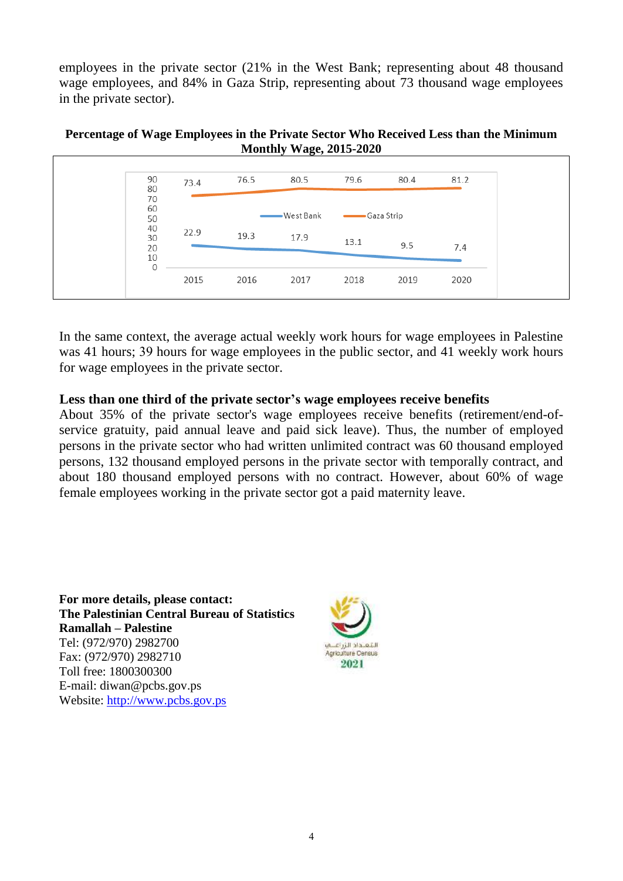employees in the private sector (21% in the West Bank; representing about 48 thousand wage employees, and 84% in Gaza Strip, representing about 73 thousand wage employees in the private sector).

**Percentage of Wage Employees in the Private Sector Who Received Less than the Minimum Monthly Wage, 2015-2020**

90
80
70
60
50
40
30
20
10
0

73.4 76.5 80.5 79.6 80.4 81.2

West Bank
Gaza Strip

22.9 19.3 17.9 13.1 9.5 7.4

2015 2016 2017 2018 2019 2020

In the same context, the average actual weekly work hours for wage employees in Palestine was 41 hours; 39 hours for wage employees in the public sector, and 41 weekly work hours for wage employees in the private sector.

**Less than one third of the private sector's wage employees receive benefits**

About 35% of the private sector's wage employees receive benefits (retirement/end-of-service gratuity, paid annual leave and paid sick leave). Thus, the number of employed persons in the private sector who had written unlimited contract was 60 thousand employed persons, 132 thousand employed persons in the private sector with temporally contract, and about 180 thousand employed persons with no contract. However, about 60% of wage female employees working in the private sector got a paid maternity leave.

**For more details, please contact:**
**The Palestinian Central Bureau of Statistics**
**Ramallah – Palestine**
Tel: (972/970) 2982700
Fax: (972/970) 2982710
Toll free: 1800300300
E-mail: diwan@pcbs.gov.ps
Website: [http://www.pcbs.gov.ps](http://www.pcbs.gov.ps)

التعداد الزراعي
Agriculture Census
2021